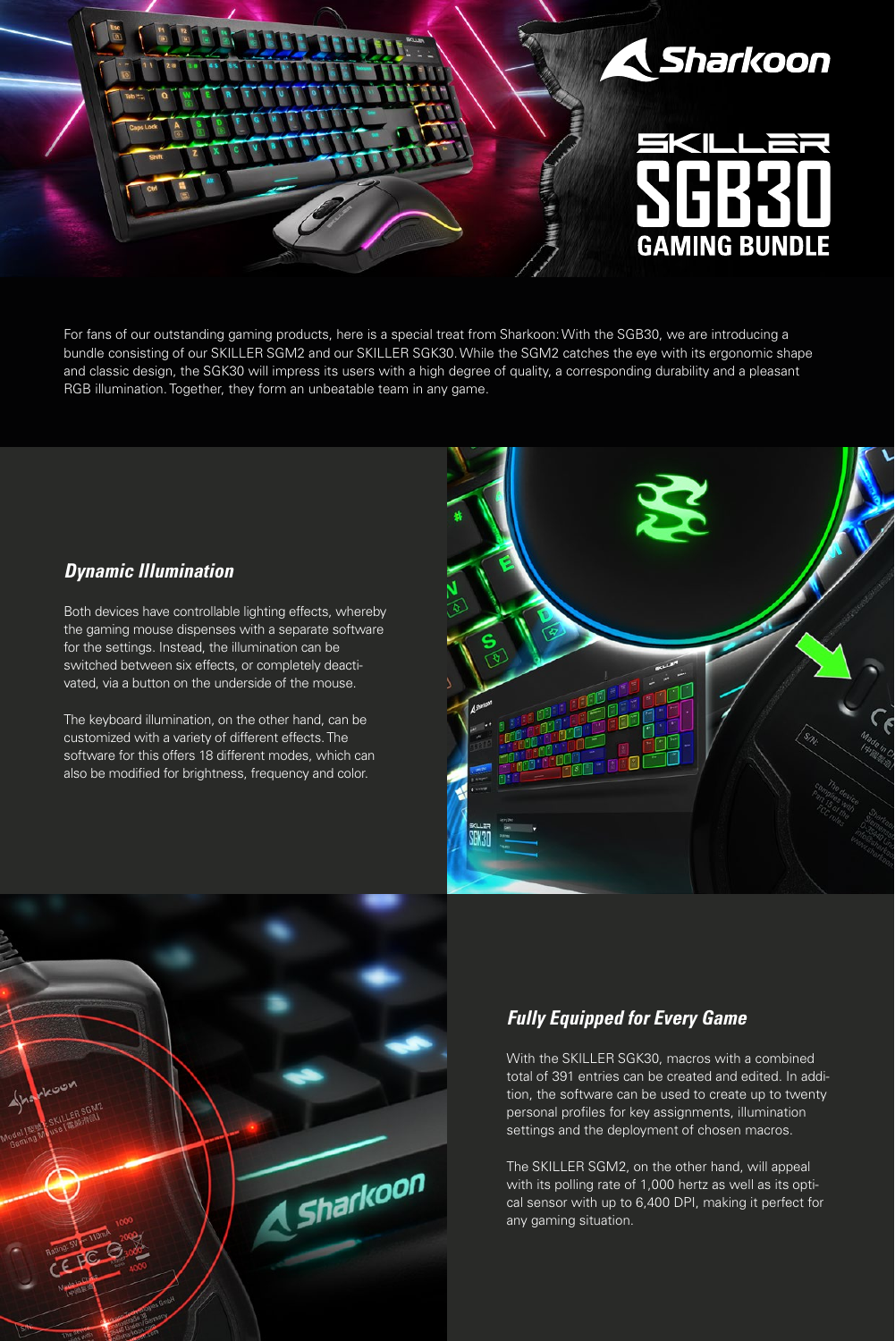# Sharkoon

# SKILLER SGB30 GAMING BUNDLE

For fans of our outstanding gaming products, here is a special treat from Sharkoon: With the SGB30, we are introducing a bundle consisting of our SKILLER SGM2 and our SKILLER SGK30. While the SGM2 catches the eye with its ergonomic shape and classic design, the SGK30 will impress its users with a high degree of quality, a corresponding durability and a pleasant RGB illumination. Together, they form an unbeatable team in any game.

## *Dynamic Illumination*

Both devices have controllable lighting effects, whereby the gaming mouse dispenses with a separate software for the settings. Instead, the illumination can be switched between six effects, or completely deactivated, via a button on the underside of the mouse.

The keyboard illumination, on the other hand, can be customized with a variety of different effects. The software for this offers 18 different modes, which can also be modified for brightness, frequency and color.

## *Fully Equipped for Every Game*

With the SKILLER SGK30, macros with a combined total of 391 entries can be created and edited. In addition, the software can be used to create up to twenty personal profiles for key assignments, illumination settings and the deployment of chosen macros.

The SKILLER SGM2, on the other hand, will appeal with its polling rate of 1,000 hertz as well as its optical sensor with up to 6,400 DPI, making it perfect for any gaming situation.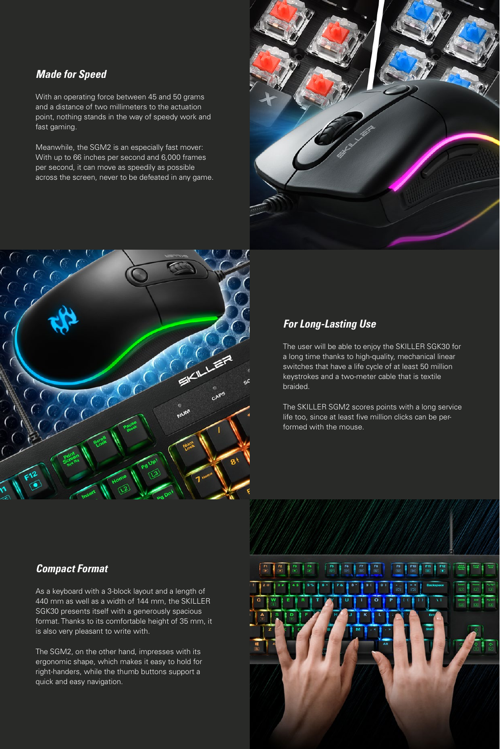### *Made for Speed*

With an operating force between 45 and 50 grams and a distance of two millimeters to the actuation point, nothing stands in the way of speedy work and fast gaming.

Meanwhile, the SGM2 is an especially fast mover: With up to 66 inches per second and 6,000 frames per second, it can move as speedily as possible across the screen, never to be defeated in any game.

### *For Long-Lasting Use*

The user will be able to enjoy the SKILLER SGK30 for a long time thanks to high-quality, mechanical linear switches that have a life cycle of at least 50 million keystrokes and a two-meter cable that is textile braided.

The SKILLER SGM2 scores points with a long service life too, since at least five million clicks can be performed with the mouse.

### *Compact Format*

As a keyboard with a 3-block layout and a length of 440 mm as well as a width of 144 mm, the SKILLER SGK30 presents itself with a generously spacious format. Thanks to its comfortable height of 35 mm, it is also very pleasant to write with.

The SGM2, on the other hand, impresses with its ergonomic shape, which makes it easy to hold for right-handers, while the thumb buttons support a quick and easy navigation.